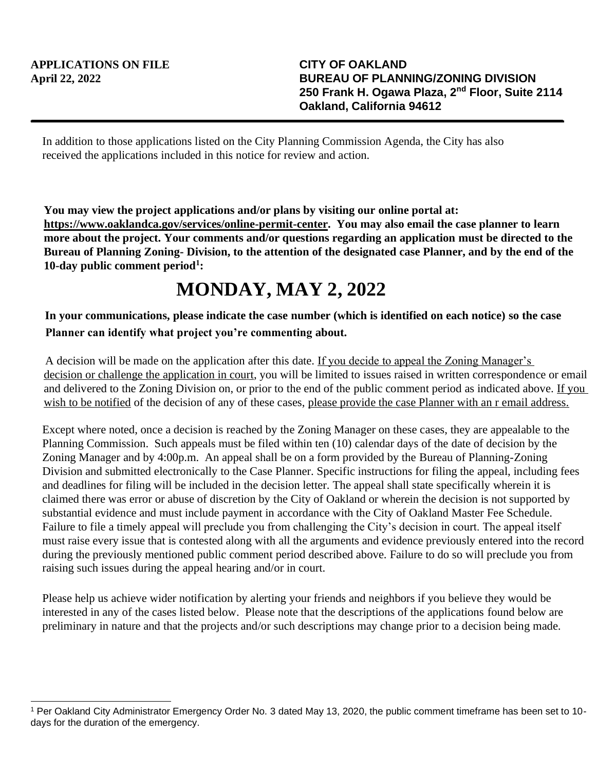**APPLICATIONS ON FILE**
**April 22, 2022**

**CITY OF OAKLAND**
**BUREAU OF PLANNING/ZONING DIVISION**
**250 Frank H. Ogawa Plaza, 2nd Floor, Suite 2114**
**Oakland, California 94612**

---

In addition to those applications listed on the City Planning Commission Agenda, the City has also received the applications included in this notice for review and action.

**You may view the project applications and/or plans by visiting our online portal at: https://www.oaklandca.gov/services/online-permit-center. You may also email the case planner to learn more about the project. Your comments and/or questions regarding an application must be directed to the Bureau of Planning Zoning- Division, to the attention of the designated case Planner, and by the end of the 10-day public comment period[1]:**

# MONDAY, MAY 2, 2022

**In your communications, please indicate the case number (which is identified on each notice) so the case Planner can identify what project you're commenting about.**

A decision will be made on the application after this date. If you decide to appeal the Zoning Manager's decision or challenge the application in court, you will be limited to issues raised in written correspondence or email and delivered to the Zoning Division on, or prior to the end of the public comment period as indicated above. If you wish to be notified of the decision of any of these cases, please provide the case Planner with an r email address.

Except where noted, once a decision is reached by the Zoning Manager on these cases, they are appealable to the Planning Commission. Such appeals must be filed within ten (10) calendar days of the date of decision by the Zoning Manager and by 4:00p.m. An appeal shall be on a form provided by the Bureau of Planning-Zoning Division and submitted electronically to the Case Planner. Specific instructions for filing the appeal, including fees and deadlines for filing will be included in the decision letter. The appeal shall state specifically wherein it is claimed there was error or abuse of discretion by the City of Oakland or wherein the decision is not supported by substantial evidence and must include payment in accordance with the City of Oakland Master Fee Schedule. Failure to file a timely appeal will preclude you from challenging the City's decision in court. The appeal itself must raise every issue that is contested along with all the arguments and evidence previously entered into the record during the previously mentioned public comment period described above. Failure to do so will preclude you from raising such issues during the appeal hearing and/or in court.

Please help us achieve wider notification by alerting your friends and neighbors if you believe they would be interested in any of the cases listed below. Please note that the descriptions of the applications found below are preliminary in nature and that the projects and/or such descriptions may change prior to a decision being made.

---

[1] Per Oakland City Administrator Emergency Order No. 3 dated May 13, 2020, the public comment timeframe has been set to 10-days for the duration of the emergency.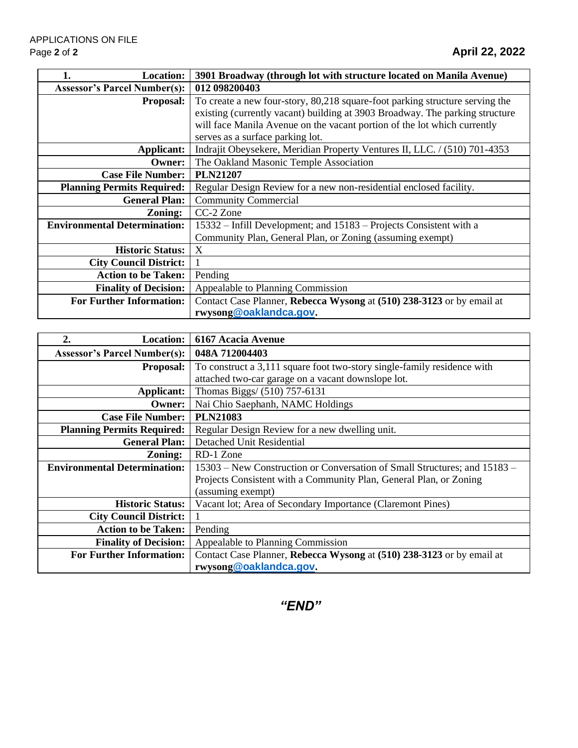| 1. Location: | 3901 Broadway (through lot with structure located on Manila Avenue) |
|---|---|
| Assessor's Parcel Number(s): | 012 098200403 |
| Proposal: | To create a new four-story, 80,218 square-foot parking structure serving the existing (currently vacant) building at 3903 Broadway. The parking structure will face Manila Avenue on the vacant portion of the lot which currently serves as a surface parking lot. |
| Applicant: | Indrajit Obeysekere, Meridian Property Ventures II, LLC. / (510) 701-4353 |
| Owner: | The Oakland Masonic Temple Association |
| Case File Number: | PLN21207 |
| Planning Permits Required: | Regular Design Review for a new non-residential enclosed facility. |
| General Plan: | Community Commercial |
| Zoning: | CC-2 Zone |
| Environmental Determination: | 15332 – Infill Development; and 15183 – Projects Consistent with a Community Plan, General Plan, or Zoning (assuming exempt) |
| Historic Status: | X |
| City Council District: | 1 |
| Action to be Taken: | Pending |
| Finality of Decision: | Appealable to Planning Commission |
| For Further Information: | Contact Case Planner, **Rebecca Wysong** at **(510) 238-3123** or by email at **rwysong@oaklandca.gov**. |

| 2. Location: | 6167 Acacia Avenue |
|---|---|
| Assessor's Parcel Number(s): | 048A 712004403 |
| Proposal: | To construct a 3,111 square foot two-story single-family residence with attached two-car garage on a vacant downslope lot. |
| Applicant: | Thomas Biggs/ (510) 757-6131 |
| Owner: | Nai Chio Saephanh, NAMC Holdings |
| Case File Number: | PLN21083 |
| Planning Permits Required: | Regular Design Review for a new dwelling unit. |
| General Plan: | Detached Unit Residential |
| Zoning: | RD-1 Zone |
| Environmental Determination: | 15303 – New Construction or Conversation of Small Structures; and 15183 – Projects Consistent with a Community Plan, General Plan, or Zoning (assuming exempt) |
| Historic Status: | Vacant lot; Area of Secondary Importance (Claremont Pines) |
| City Council District: | 1 |
| Action to be Taken: | Pending |
| Finality of Decision: | Appealable to Planning Commission |
| For Further Information: | Contact Case Planner, **Rebecca Wysong** at **(510) 238-3123** or by email at **rwysong@oaklandca.gov**. |

***"END"***